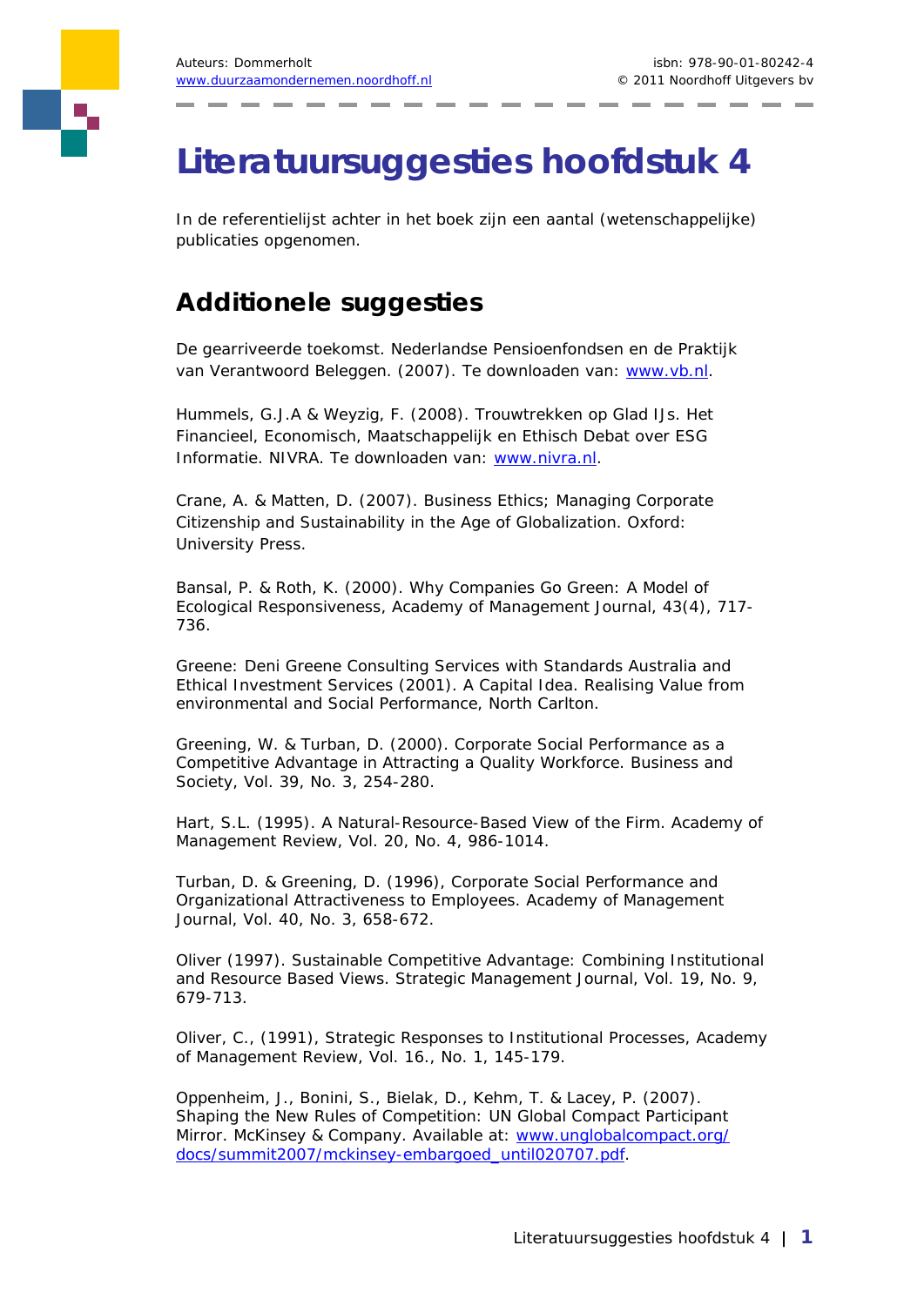# Literatuursuggesties hoofdstuk 4

In de referentielijst achter in het boek zijn een aantal (wetenschappelijke) publicaties opgenomen.

## Additionele suggesties

De gearriveerde toekomst. Nederlandse Pensioenfondsen en de Praktijk van Verantwoord Beleggen. (2007). Te downloaden van: [www.vb.nl](http://www.vb.nl).

Hummels, G.J.A & Weyzig, F. (2008). Trouwtrekken op Glad IJs. Het Financieel, Economisch, Maatschappelijk en Ethisch Debat over ESG Informatie. NIVRA. Te downloaden van: [www.nivra.nl](http://www.nivra.nl).

Crane, A. & Matten, D. (2007). Business Ethics; Managing Corporate Citizenship and Sustainability in the Age of Globalization. Oxford: University Press.

Bansal, P. & Roth, K. (2000). Why Companies Go Green: A Model of Ecological Responsiveness, Academy of Management Journal, 43(4), 717-736.

Greene: Deni Greene Consulting Services with Standards Australia and Ethical Investment Services (2001). A Capital Idea. Realising Value from environmental and Social Performance, North Carlton.

Greening, W. & Turban, D. (2000). Corporate Social Performance as a Competitive Advantage in Attracting a Quality Workforce. Business and Society, Vol. 39, No. 3, 254-280.

Hart, S.L. (1995). A Natural-Resource-Based View of the Firm. Academy of Management Review, Vol. 20, No. 4, 986-1014.

Turban, D. & Greening, D. (1996), Corporate Social Performance and Organizational Attractiveness to Employees. Academy of Management Journal, Vol. 40, No. 3, 658-672.

Oliver (1997). Sustainable Competitive Advantage: Combining Institutional and Resource Based Views. Strategic Management Journal, Vol. 19, No. 9, 679-713.

Oliver, C., (1991), Strategic Responses to Institutional Processes, Academy of Management Review, Vol. 16., No. 1, 145-179.

Oppenheim, J., Bonini, S., Bielak, D., Kehm, T. & Lacey, P. (2007). Shaping the New Rules of Competition: UN Global Compact Participant Mirror. McKinsey & Company. Available at: [www.unglobalcompact.org/docs/summit2007/mckinsey-embargoed_until020707.pdf](http://www.unglobalcompact.org/docs/summit2007/mckinsey-embargoed_until020707.pdf).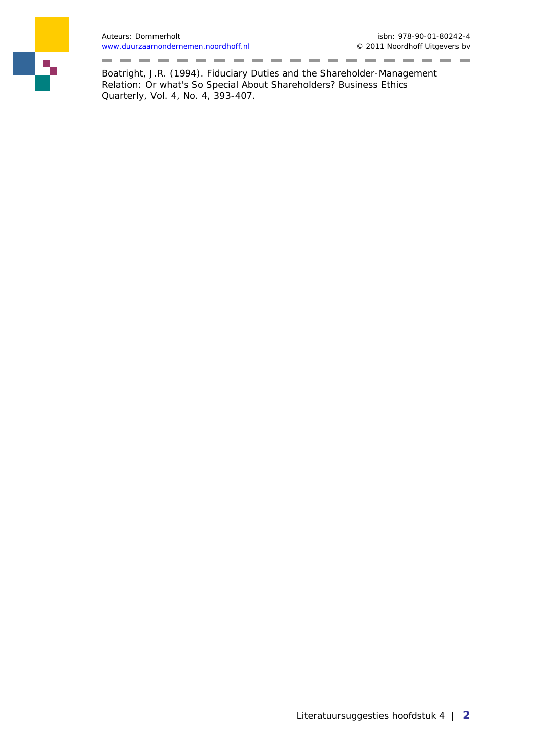Boatright, J.R. (1994). Fiduciary Duties and the Shareholder-Management Relation: Or what's So Special About Shareholders? Business Ethics Quarterly, Vol. 4, No. 4, 393-407.